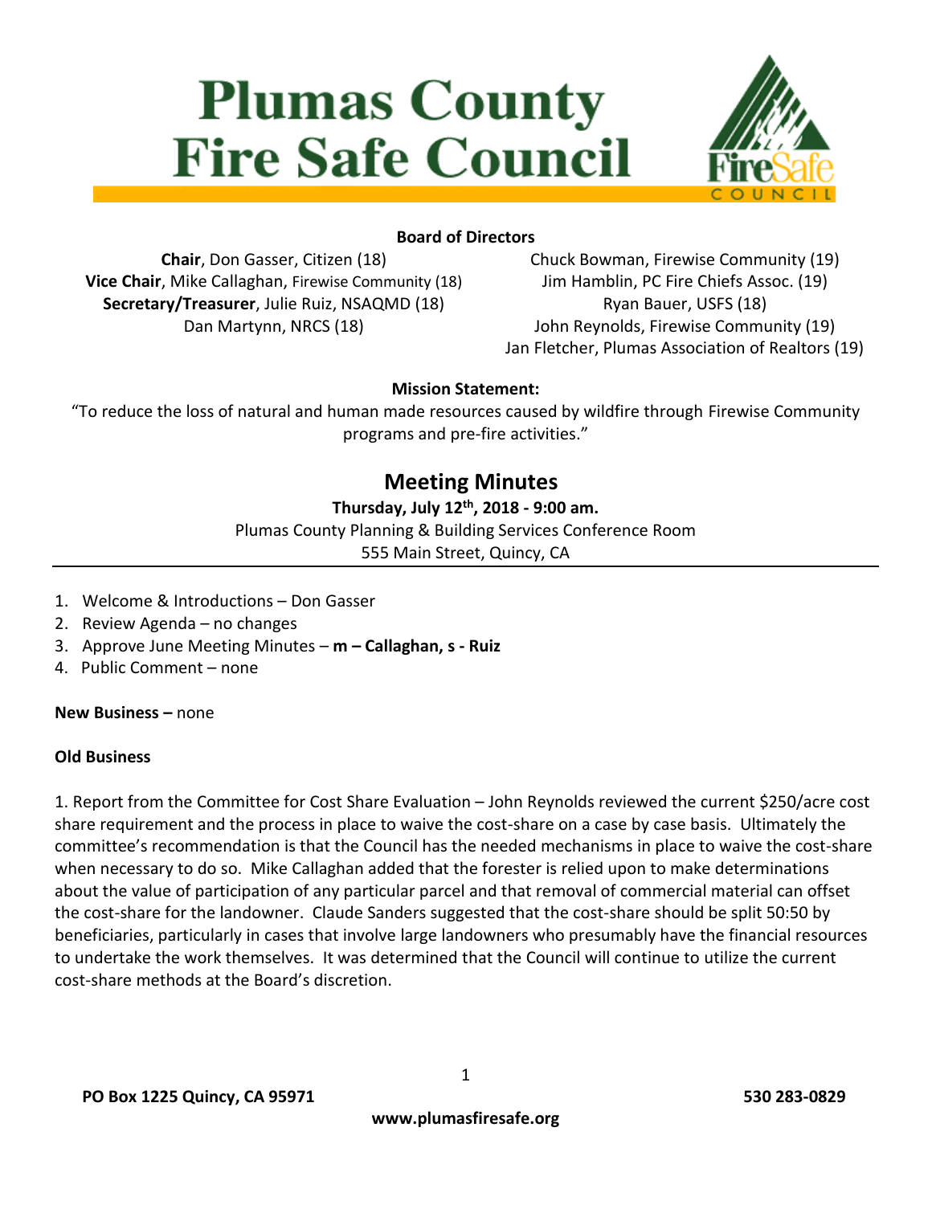# Plumas County Fire Safe Council

**Board of Directors**

**Chair**, Don Gasser, Citizen (18)
**Vice Chair**, Mike Callaghan, Firewise Community (18)
**Secretary/Treasurer**, Julie Ruiz, NSAQMD (18)
Dan Martynn, NRCS (18)
Chuck Bowman, Firewise Community (19)
Jim Hamblin, PC Fire Chiefs Assoc. (19)
Ryan Bauer, USFS (18)
John Reynolds, Firewise Community (19)
Jan Fletcher, Plumas Association of Realtors (19)

**Mission Statement:**

"To reduce the loss of natural and human made resources caused by wildfire through Firewise Community programs and pre-fire activities."

## Meeting Minutes

**Thursday, July 12th, 2018 - 9:00 am.**
Plumas County Planning & Building Services Conference Room
555 Main Street, Quincy, CA

1. Welcome & Introductions – Don Gasser
2. Review Agenda – no changes
3. Approve June Meeting Minutes – **m – Callaghan, s - Ruiz**
4. Public Comment – none

**New Business –** none

**Old Business**

1. Report from the Committee for Cost Share Evaluation – John Reynolds reviewed the current $250/acre cost share requirement and the process in place to waive the cost-share on a case by case basis. Ultimately the committee's recommendation is that the Council has the needed mechanisms in place to waive the cost-share when necessary to do so. Mike Callaghan added that the forester is relied upon to make determinations about the value of participation of any particular parcel and that removal of commercial material can offset the cost-share for the landowner. Claude Sanders suggested that the cost-share should be split 50:50 by beneficiaries, particularly in cases that involve large landowners who presumably have the financial resources to undertake the work themselves. It was determined that the Council will continue to utilize the current cost-share methods at the Board's discretion.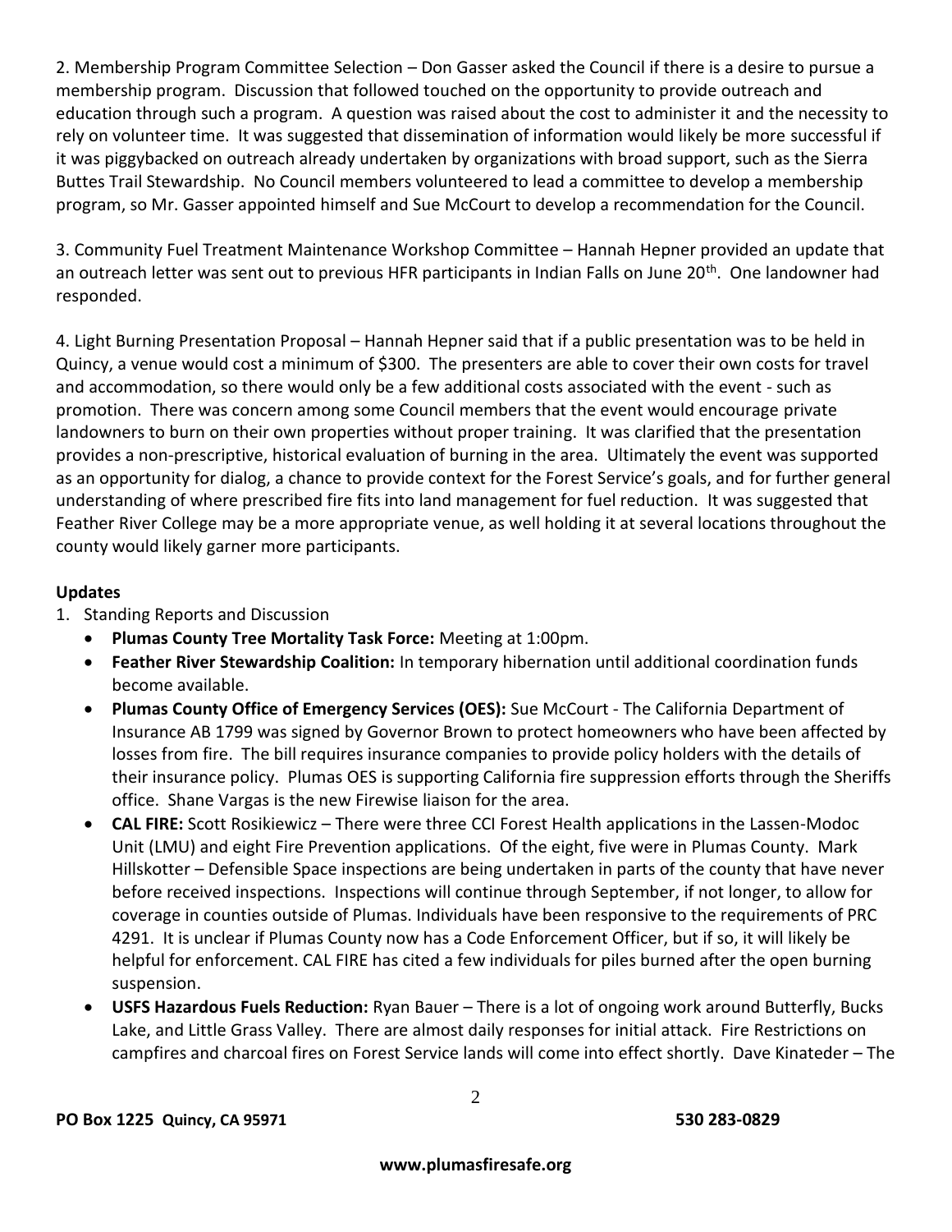2. Membership Program Committee Selection – Don Gasser asked the Council if there is a desire to pursue a membership program. Discussion that followed touched on the opportunity to provide outreach and education through such a program. A question was raised about the cost to administer it and the necessity to rely on volunteer time. It was suggested that dissemination of information would likely be more successful if it was piggybacked on outreach already undertaken by organizations with broad support, such as the Sierra Buttes Trail Stewardship. No Council members volunteered to lead a committee to develop a membership program, so Mr. Gasser appointed himself and Sue McCourt to develop a recommendation for the Council.

3. Community Fuel Treatment Maintenance Workshop Committee – Hannah Hepner provided an update that an outreach letter was sent out to previous HFR participants in Indian Falls on June 20th. One landowner had responded.

4. Light Burning Presentation Proposal – Hannah Hepner said that if a public presentation was to be held in Quincy, a venue would cost a minimum of $300. The presenters are able to cover their own costs for travel and accommodation, so there would only be a few additional costs associated with the event - such as promotion. There was concern among some Council members that the event would encourage private landowners to burn on their own properties without proper training. It was clarified that the presentation provides a non-prescriptive, historical evaluation of burning in the area. Ultimately the event was supported as an opportunity for dialog, a chance to provide context for the Forest Service's goals, and for further general understanding of where prescribed fire fits into land management for fuel reduction. It was suggested that Feather River College may be a more appropriate venue, as well holding it at several locations throughout the county would likely garner more participants.

**Updates**

1. Standing Reports and Discussion
   - **Plumas County Tree Mortality Task Force:** Meeting at 1:00pm.
   - **Feather River Stewardship Coalition:** In temporary hibernation until additional coordination funds become available.
   - **Plumas County Office of Emergency Services (OES):** Sue McCourt - The California Department of Insurance AB 1799 was signed by Governor Brown to protect homeowners who have been affected by losses from fire. The bill requires insurance companies to provide policy holders with the details of their insurance policy. Plumas OES is supporting California fire suppression efforts through the Sheriffs office. Shane Vargas is the new Firewise liaison for the area.
   - **CAL FIRE:** Scott Rosikiewicz – There were three CCI Forest Health applications in the Lassen-Modoc Unit (LMU) and eight Fire Prevention applications. Of the eight, five were in Plumas County. Mark Hillskotter – Defensible Space inspections are being undertaken in parts of the county that have never before received inspections. Inspections will continue through September, if not longer, to allow for coverage in counties outside of Plumas. Individuals have been responsive to the requirements of PRC 4291. It is unclear if Plumas County now has a Code Enforcement Officer, but if so, it will likely be helpful for enforcement. CAL FIRE has cited a few individuals for piles burned after the open burning suspension.
   - **USFS Hazardous Fuels Reduction:** Ryan Bauer – There is a lot of ongoing work around Butterfly, Bucks Lake, and Little Grass Valley. There are almost daily responses for initial attack. Fire Restrictions on campfires and charcoal fires on Forest Service lands will come into effect shortly. Dave Kinateder – The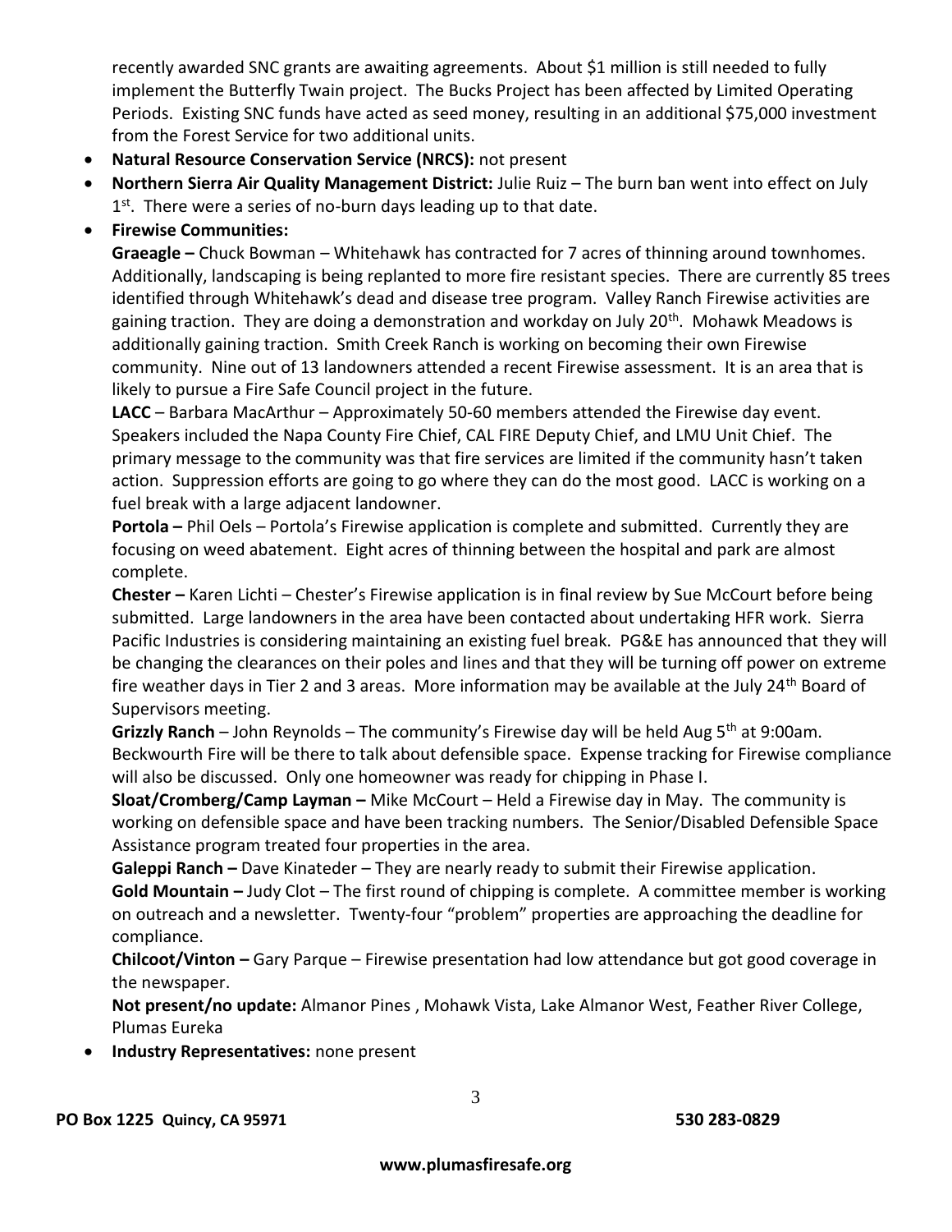recently awarded SNC grants are awaiting agreements. About $1 million is still needed to fully implement the Butterfly Twain project. The Bucks Project has been affected by Limited Operating Periods. Existing SNC funds have acted as seed money, resulting in an additional $75,000 investment from the Forest Service for two additional units.

- **Natural Resource Conservation Service (NRCS):** not present
- **Northern Sierra Air Quality Management District:** Julie Ruiz – The burn ban went into effect on July 1st. There were a series of no-burn days leading up to that date.
- **Firewise Communities:**

  **Graeagle –** Chuck Bowman – Whitehawk has contracted for 7 acres of thinning around townhomes. Additionally, landscaping is being replanted to more fire resistant species. There are currently 85 trees identified through Whitehawk's dead and disease tree program. Valley Ranch Firewise activities are gaining traction. They are doing a demonstration and workday on July 20th. Mohawk Meadows is additionally gaining traction. Smith Creek Ranch is working on becoming their own Firewise community. Nine out of 13 landowners attended a recent Firewise assessment. It is an area that is likely to pursue a Fire Safe Council project in the future.

  **LACC** – Barbara MacArthur – Approximately 50-60 members attended the Firewise day event. Speakers included the Napa County Fire Chief, CAL FIRE Deputy Chief, and LMU Unit Chief. The primary message to the community was that fire services are limited if the community hasn't taken action. Suppression efforts are going to go where they can do the most good. LACC is working on a fuel break with a large adjacent landowner.

  **Portola –** Phil Oels – Portola's Firewise application is complete and submitted. Currently they are focusing on weed abatement. Eight acres of thinning between the hospital and park are almost complete.

  **Chester –** Karen Lichti – Chester's Firewise application is in final review by Sue McCourt before being submitted. Large landowners in the area have been contacted about undertaking HFR work. Sierra Pacific Industries is considering maintaining an existing fuel break. PG&E has announced that they will be changing the clearances on their poles and lines and that they will be turning off power on extreme fire weather days in Tier 2 and 3 areas. More information may be available at the July 24th Board of Supervisors meeting.

  **Grizzly Ranch** – John Reynolds – The community's Firewise day will be held Aug 5th at 9:00am. Beckwourth Fire will be there to talk about defensible space. Expense tracking for Firewise compliance will also be discussed. Only one homeowner was ready for chipping in Phase I.

  **Sloat/Cromberg/Camp Layman –** Mike McCourt – Held a Firewise day in May. The community is working on defensible space and have been tracking numbers. The Senior/Disabled Defensible Space Assistance program treated four properties in the area.

  **Galeppi Ranch –** Dave Kinateder – They are nearly ready to submit their Firewise application.

  **Gold Mountain –** Judy Clot – The first round of chipping is complete. A committee member is working on outreach and a newsletter. Twenty-four "problem" properties are approaching the deadline for compliance.

  **Chilcoot/Vinton –** Gary Parque – Firewise presentation had low attendance but got good coverage in the newspaper.

  **Not present/no update:** Almanor Pines , Mohawk Vista, Lake Almanor West, Feather River College, Plumas Eureka

- **Industry Representatives:** none present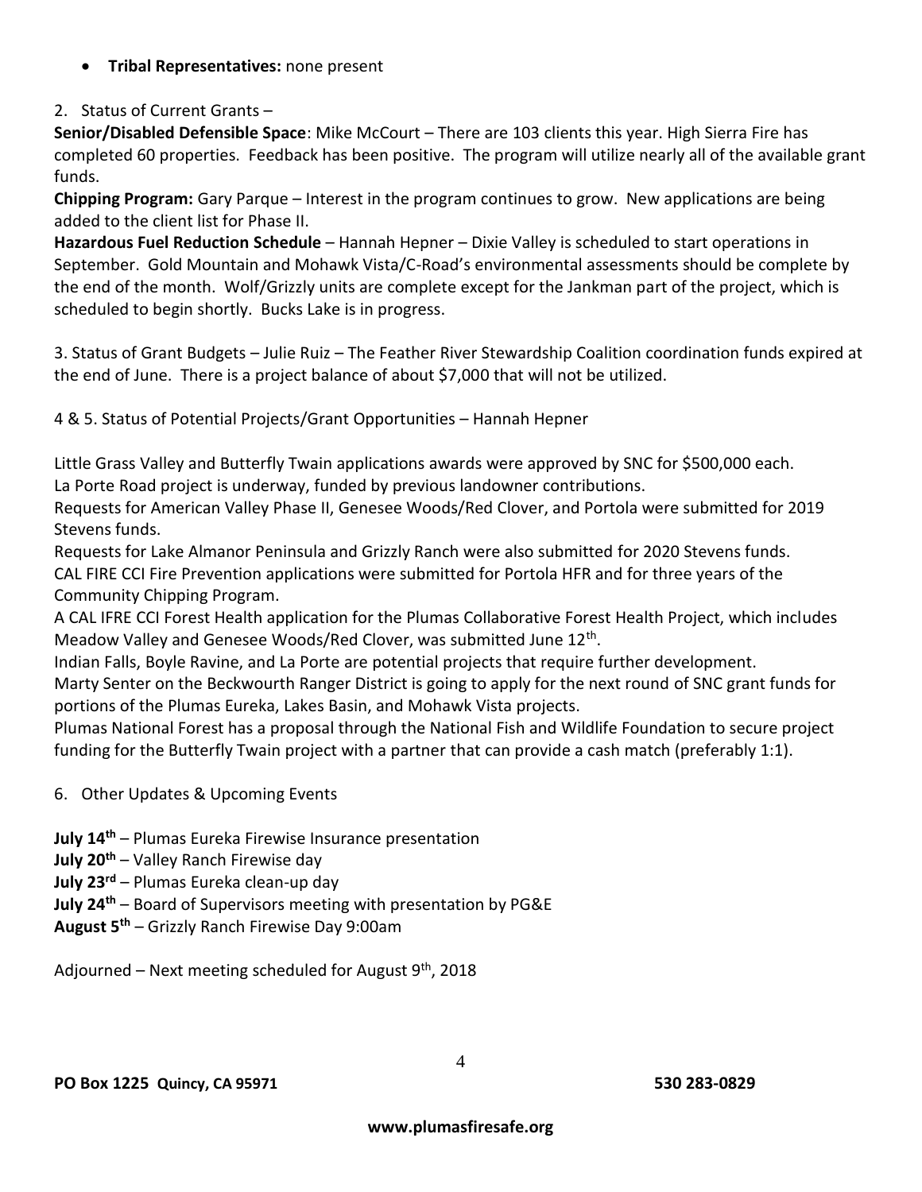- **Tribal Representatives:** none present

2. Status of Current Grants –

**Senior/Disabled Defensible Space**: Mike McCourt – There are 103 clients this year. High Sierra Fire has completed 60 properties. Feedback has been positive. The program will utilize nearly all of the available grant funds.

**Chipping Program:** Gary Parque – Interest in the program continues to grow. New applications are being added to the client list for Phase II.

**Hazardous Fuel Reduction Schedule** – Hannah Hepner – Dixie Valley is scheduled to start operations in September. Gold Mountain and Mohawk Vista/C-Road's environmental assessments should be complete by the end of the month. Wolf/Grizzly units are complete except for the Jankman part of the project, which is scheduled to begin shortly. Bucks Lake is in progress.

3. Status of Grant Budgets – Julie Ruiz – The Feather River Stewardship Coalition coordination funds expired at the end of June. There is a project balance of about $7,000 that will not be utilized.

4 & 5. Status of Potential Projects/Grant Opportunities – Hannah Hepner

Little Grass Valley and Butterfly Twain applications awards were approved by SNC for $500,000 each.
La Porte Road project is underway, funded by previous landowner contributions.
Requests for American Valley Phase II, Genesee Woods/Red Clover, and Portola were submitted for 2019 Stevens funds.
Requests for Lake Almanor Peninsula and Grizzly Ranch were also submitted for 2020 Stevens funds.
CAL FIRE CCI Fire Prevention applications were submitted for Portola HFR and for three years of the Community Chipping Program.
A CAL IFRE CCI Forest Health application for the Plumas Collaborative Forest Health Project, which includes Meadow Valley and Genesee Woods/Red Clover, was submitted June 12th.
Indian Falls, Boyle Ravine, and La Porte are potential projects that require further development.
Marty Senter on the Beckwourth Ranger District is going to apply for the next round of SNC grant funds for portions of the Plumas Eureka, Lakes Basin, and Mohawk Vista projects.
Plumas National Forest has a proposal through the National Fish and Wildlife Foundation to secure project funding for the Butterfly Twain project with a partner that can provide a cash match (preferably 1:1).

6. Other Updates & Upcoming Events

**July 14th** – Plumas Eureka Firewise Insurance presentation
**July 20th** – Valley Ranch Firewise day
**July 23rd** – Plumas Eureka clean-up day
**July 24th** – Board of Supervisors meeting with presentation by PG&E
**August 5th** – Grizzly Ranch Firewise Day 9:00am

Adjourned – Next meeting scheduled for August 9th, 2018